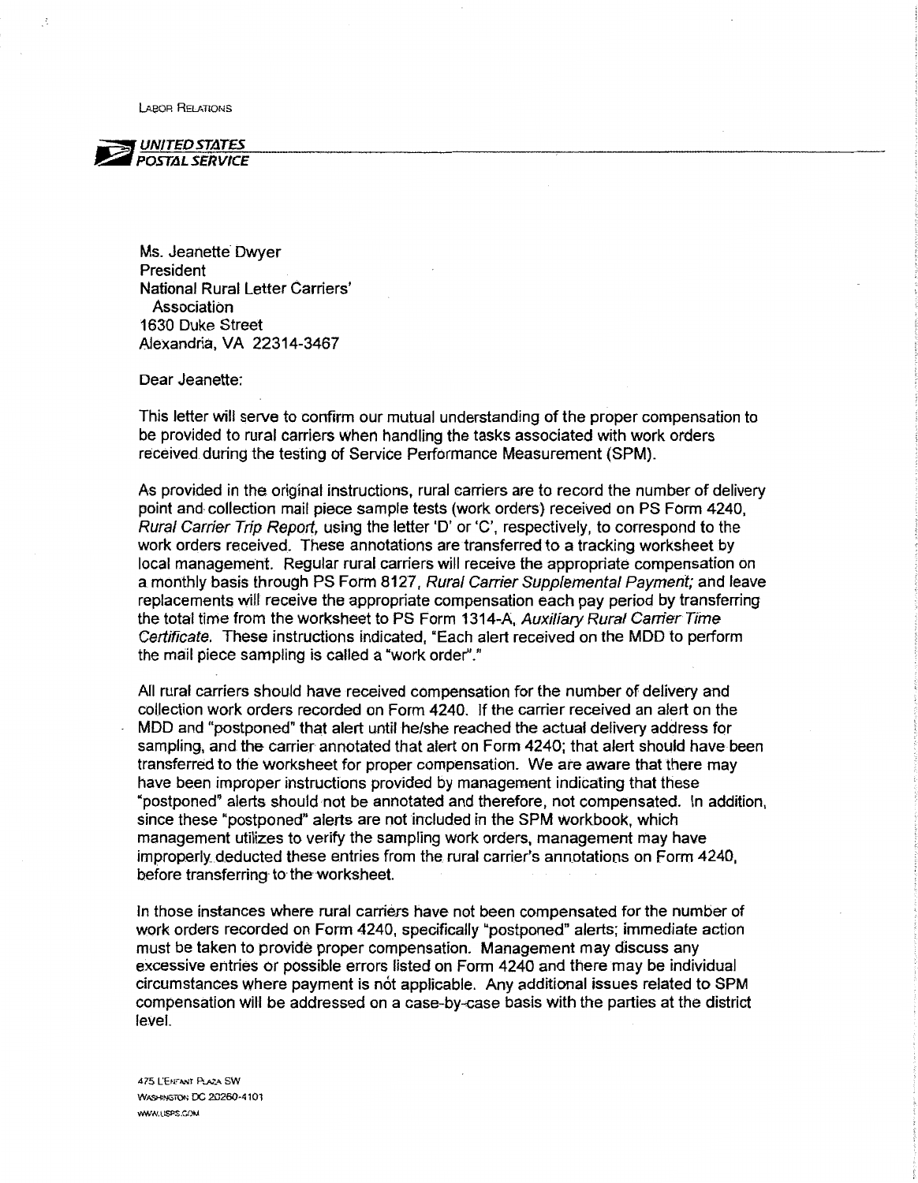LABOR RELATIONS

**UNITED STATES POSTAL SERVICE**

Ms. Jeanette Dwyer
President
National Rural Letter Carriers' Association
1630 Duke Street
Alexandria, VA 22314-3467

Dear Jeanette:

This letter will serve to confirm our mutual understanding of the proper compensation to be provided to rural carriers when handling the tasks associated with work orders received during the testing of Service Performance Measurement (SPM).

As provided in the original instructions, rural carriers are to record the number of delivery point and collection mail piece sample tests (work orders) received on PS Form 4240, *Rural Carrier Trip Report,* using the letter 'D' or 'C', respectively, to correspond to the work orders received. These annotations are transferred to a tracking worksheet by local management. Regular rural carriers will receive the appropriate compensation on a monthly basis through PS Form 8127, *Rural Carrier Supplemental Payment;* and leave replacements will receive the appropriate compensation each pay period by transferring the total time from the worksheet to PS Form 1314-A, *Auxiliary Rural Carrier Time Certificate.* These instructions indicated, "Each alert received on the MDD to perform the mail piece sampling is called a "work order"."

All rural carriers should have received compensation for the number of delivery and collection work orders recorded on Form 4240. If the carrier received an alert on the MDD and "postponed" that alert until he/she reached the actual delivery address for sampling, and the carrier annotated that alert on Form 4240; that alert should have been transferred to the worksheet for proper compensation. We are aware that there may have been improper instructions provided by management indicating that these "postponed" alerts should not be annotated and therefore, not compensated. In addition, since these "postponed" alerts are not included in the SPM workbook, which management utilizes to verify the sampling work orders, management may have improperly deducted these entries from the rural carrier's annotations on Form 4240, before transferring to the worksheet.

In those instances where rural carriers have not been compensated for the number of work orders recorded on Form 4240, specifically "postponed" alerts; immediate action must be taken to provide proper compensation. Management may discuss any excessive entries or possible errors listed on Form 4240 and there may be individual circumstances where payment is not applicable. Any additional issues related to SPM compensation will be addressed on a case-by-case basis with the parties at the district level.

475 L'ENFANT PLAZA SW
WASHINGTON DC 20260-4101
WWW.USPS.COM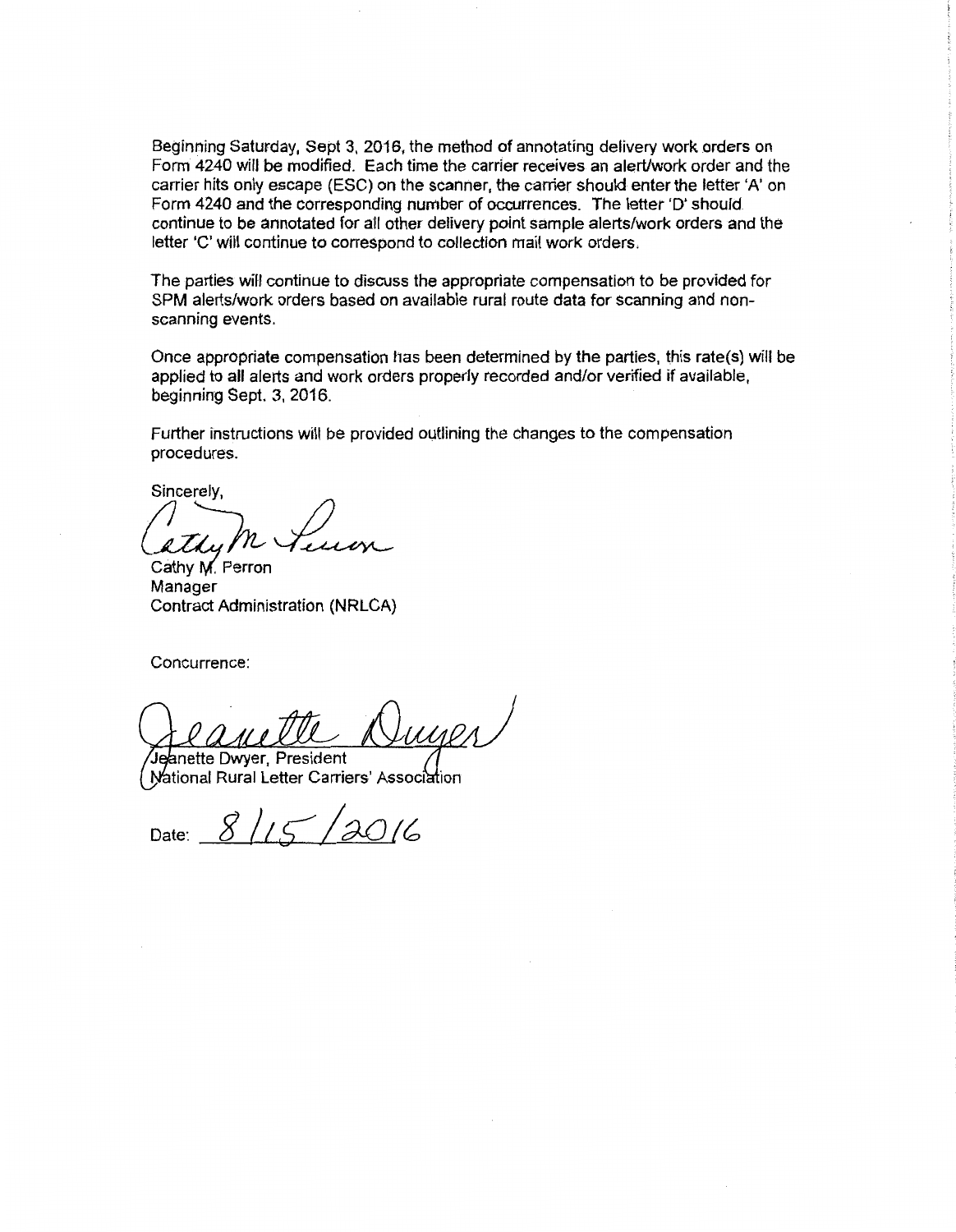Beginning Saturday, Sept 3, 2016, the method of annotating delivery work orders on Form 4240 will be modified. Each time the carrier receives an alert/work order and the carrier hits only escape (ESC) on the scanner, the carrier should enter the letter 'A' on Form 4240 and the corresponding number of occurrences. The letter 'D' should continue to be annotated for all other delivery point sample alerts/work orders and the letter 'C' will continue to correspond to collection mail work orders.

The parties will continue to discuss the appropriate compensation to be provided for SPM alerts/work orders based on available rural route data for scanning and non-scanning events.

Once appropriate compensation has been determined by the parties, this rate(s) will be applied to all alerts and work orders properly recorded and/or verified if available, beginning Sept. 3, 2016.

Further instructions will be provided outlining the changes to the compensation procedures.

Sincerely,

Cathy M. Perron
Manager
Contract Administration (NRLCA)

Concurrence:

Jeanette Dwyer, President
National Rural Letter Carriers' Association

Date: 8/15/2016